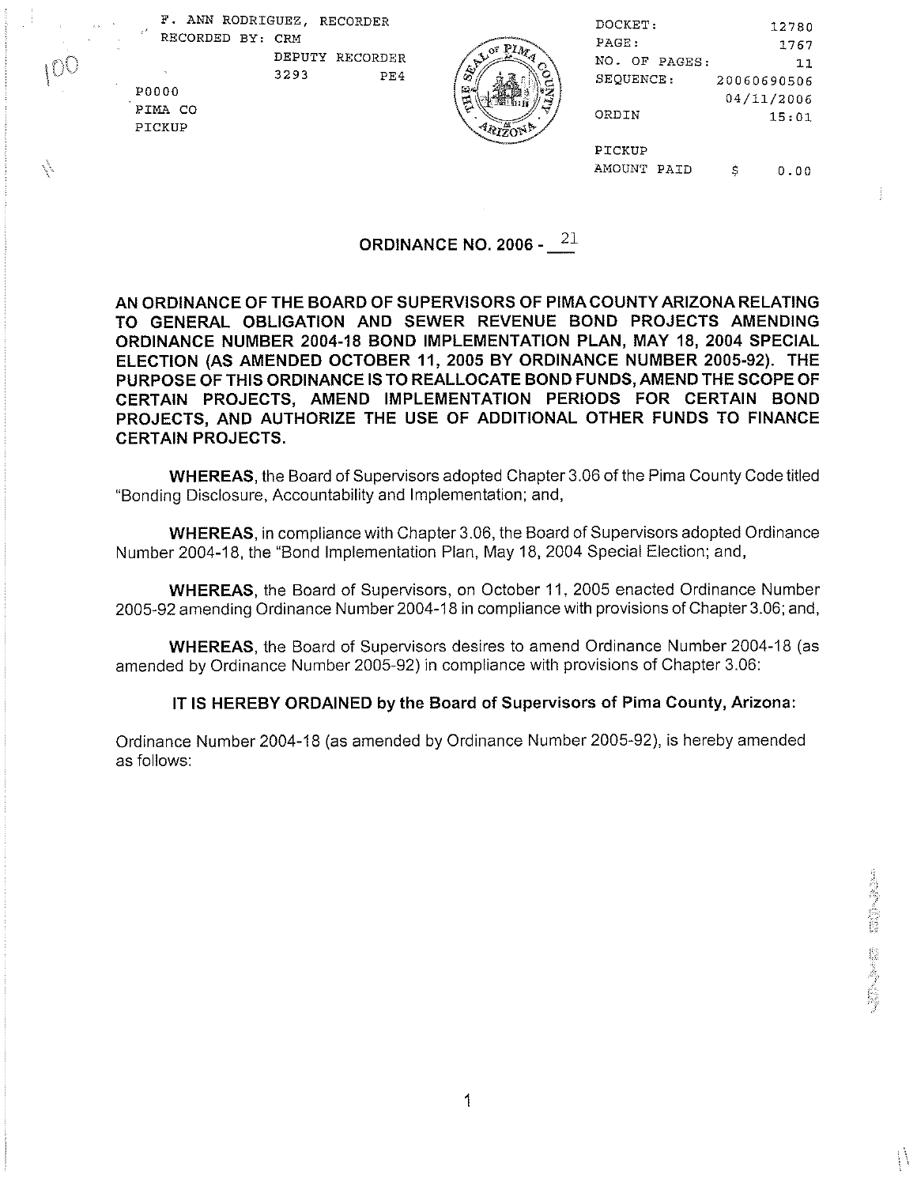F. ANN RODRIGUEZ, RECORDER
RECORDED BY: CRM
DEPUTY RECORDER
3293 PE4

P0000
PIMA CO
PICKUP

| | |
|---|---|
| DOCKET: | 12780 |
| PAGE: | 1767 |
| NO. OF PAGES: | 11 |
| SEQUENCE: | 20060690506 |
| | 04/11/2006 |
| ORDIN | 15:01 |
| PICKUP | |
| AMOUNT PAID | $ 0.00 |

# ORDINANCE NO. 2006 - 21

**AN ORDINANCE OF THE BOARD OF SUPERVISORS OF PIMA COUNTY ARIZONA RELATING TO GENERAL OBLIGATION AND SEWER REVENUE BOND PROJECTS AMENDING ORDINANCE NUMBER 2004-18 BOND IMPLEMENTATION PLAN, MAY 18, 2004 SPECIAL ELECTION (AS AMENDED OCTOBER 11, 2005 BY ORDINANCE NUMBER 2005-92). THE PURPOSE OF THIS ORDINANCE IS TO REALLOCATE BOND FUNDS, AMEND THE SCOPE OF CERTAIN PROJECTS, AMEND IMPLEMENTATION PERIODS FOR CERTAIN BOND PROJECTS, AND AUTHORIZE THE USE OF ADDITIONAL OTHER FUNDS TO FINANCE CERTAIN PROJECTS.**

**WHEREAS**, the Board of Supervisors adopted Chapter 3.06 of the Pima County Code titled "Bonding Disclosure, Accountability and Implementation; and,

**WHEREAS**, in compliance with Chapter 3.06, the Board of Supervisors adopted Ordinance Number 2004-18, the "Bond Implementation Plan, May 18, 2004 Special Election; and,

**WHEREAS**, the Board of Supervisors, on October 11, 2005 enacted Ordinance Number 2005-92 amending Ordinance Number 2004-18 in compliance with provisions of Chapter 3.06; and,

**WHEREAS**, the Board of Supervisors desires to amend Ordinance Number 2004-18 (as amended by Ordinance Number 2005-92) in compliance with provisions of Chapter 3.06:

**IT IS HEREBY ORDAINED by the Board of Supervisors of Pima County, Arizona:**

Ordinance Number 2004-18 (as amended by Ordinance Number 2005-92), is hereby amended as follows: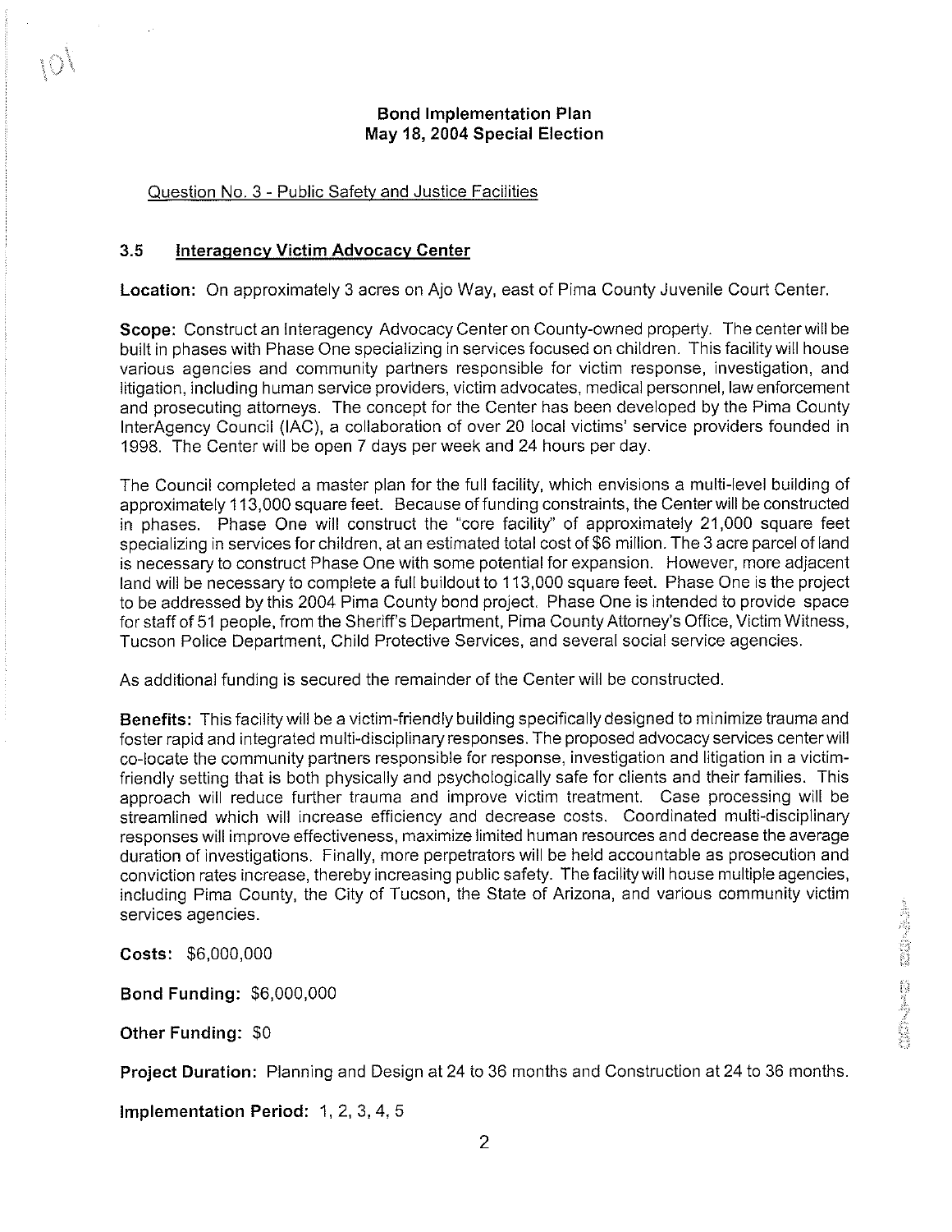# Bond Implementation Plan
## May 18, 2004 Special Election

Question No. 3 - Public Safety and Justice Facilities

### 3.5 Interagency Victim Advocacy Center

**Location:** On approximately 3 acres on Ajo Way, east of Pima County Juvenile Court Center.

**Scope:** Construct an Interagency Advocacy Center on County-owned property. The center will be built in phases with Phase One specializing in services focused on children. This facility will house various agencies and community partners responsible for victim response, investigation, and litigation, including human service providers, victim advocates, medical personnel, law enforcement and prosecuting attorneys. The concept for the Center has been developed by the Pima County InterAgency Council (IAC), a collaboration of over 20 local victims' service providers founded in 1998. The Center will be open 7 days per week and 24 hours per day.

The Council completed a master plan for the full facility, which envisions a multi-level building of approximately 113,000 square feet. Because of funding constraints, the Center will be constructed in phases. Phase One will construct the "core facility" of approximately 21,000 square feet specializing in services for children, at an estimated total cost of $6 million. The 3 acre parcel of land is necessary to construct Phase One with some potential for expansion. However, more adjacent land will be necessary to complete a full buildout to 113,000 square feet. Phase One is the project to be addressed by this 2004 Pima County bond project. Phase One is intended to provide space for staff of 51 people, from the Sheriff's Department, Pima County Attorney's Office, Victim Witness, Tucson Police Department, Child Protective Services, and several social service agencies.

As additional funding is secured the remainder of the Center will be constructed.

**Benefits:** This facility will be a victim-friendly building specifically designed to minimize trauma and foster rapid and integrated multi-disciplinary responses. The proposed advocacy services center will co-locate the community partners responsible for response, investigation and litigation in a victim-friendly setting that is both physically and psychologically safe for clients and their families. This approach will reduce further trauma and improve victim treatment. Case processing will be streamlined which will increase efficiency and decrease costs. Coordinated multi-disciplinary responses will improve effectiveness, maximize limited human resources and decrease the average duration of investigations. Finally, more perpetrators will be held accountable as prosecution and conviction rates increase, thereby increasing public safety. The facility will house multiple agencies, including Pima County, the City of Tucson, the State of Arizona, and various community victim services agencies.

**Costs:** $6,000,000

**Bond Funding:** $6,000,000

**Other Funding:** $0

**Project Duration:** Planning and Design at 24 to 36 months and Construction at 24 to 36 months.

**Implementation Period:** 1, 2, 3, 4, 5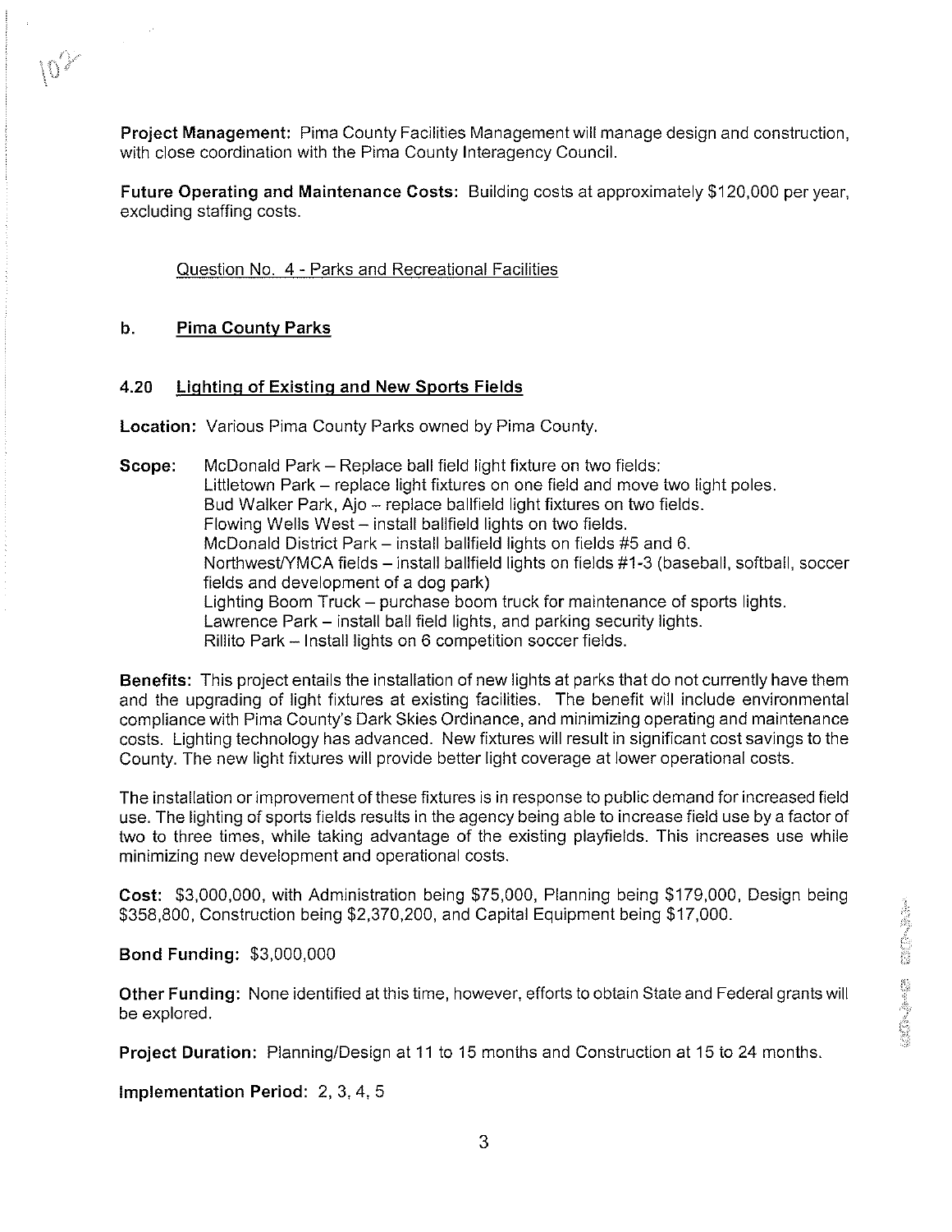**Project Management:** Pima County Facilities Management will manage design and construction, with close coordination with the Pima County Interagency Council.

**Future Operating and Maintenance Costs:** Building costs at approximately $120,000 per year, excluding staffing costs.

Question No. 4 - Parks and Recreational Facilities

## b. Pima County Parks

### 4.20 Lighting of Existing and New Sports Fields

**Location:** Various Pima County Parks owned by Pima County.

**Scope:**
McDonald Park – Replace ball field light fixture on two fields:
Littletown Park – replace light fixtures on one field and move two light poles.
Bud Walker Park, Ajo – replace ballfield light fixtures on two fields.
Flowing Wells West – install ballfield lights on two fields.
McDonald District Park – install ballfield lights on fields #5 and 6.
Northwest/YMCA fields – install ballfield lights on fields #1-3 (baseball, softball, soccer fields and development of a dog park)
Lighting Boom Truck – purchase boom truck for maintenance of sports lights.
Lawrence Park – install ball field lights, and parking security lights.
Rillito Park – Install lights on 6 competition soccer fields.

**Benefits:** This project entails the installation of new lights at parks that do not currently have them and the upgrading of light fixtures at existing facilities. The benefit will include environmental compliance with Pima County's Dark Skies Ordinance, and minimizing operating and maintenance costs. Lighting technology has advanced. New fixtures will result in significant cost savings to the County. The new light fixtures will provide better light coverage at lower operational costs.

The installation or improvement of these fixtures is in response to public demand for increased field use. The lighting of sports fields results in the agency being able to increase field use by a factor of two to three times, while taking advantage of the existing playfields. This increases use while minimizing new development and operational costs.

**Cost:** $3,000,000, with Administration being $75,000, Planning being $179,000, Design being $358,800, Construction being $2,370,200, and Capital Equipment being $17,000.

**Bond Funding:** $3,000,000

**Other Funding:** None identified at this time, however, efforts to obtain State and Federal grants will be explored.

**Project Duration:** Planning/Design at 11 to 15 months and Construction at 15 to 24 months.

**Implementation Period:** 2, 3, 4, 5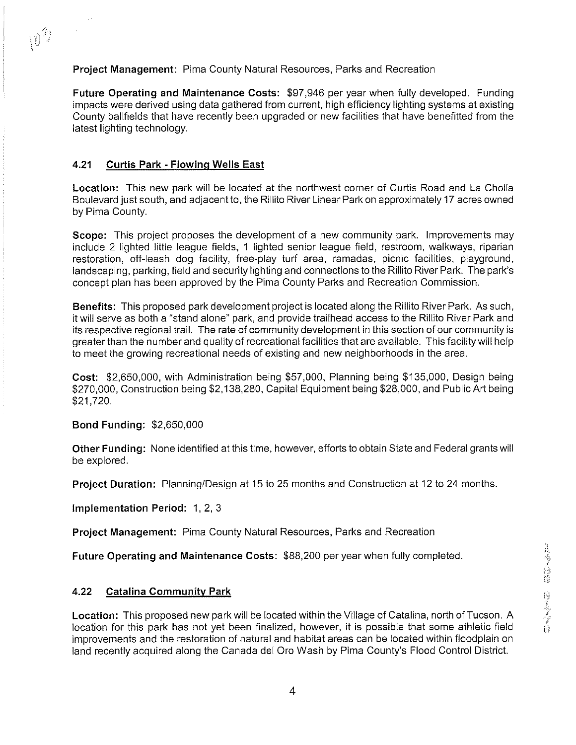**Project Management:** Pima County Natural Resources, Parks and Recreation

**Future Operating and Maintenance Costs:** $97,946 per year when fully developed. Funding impacts were derived using data gathered from current, high efficiency lighting systems at existing County ballfields that have recently been upgraded or new facilities that have benefitted from the latest lighting technology.

### 4.21 Curtis Park - Flowing Wells East

**Location:** This new park will be located at the northwest corner of Curtis Road and La Cholla Boulevard just south, and adjacent to, the Rillito River Linear Park on approximately 17 acres owned by Pima County.

**Scope:** This project proposes the development of a new community park. Improvements may include 2 lighted little league fields, 1 lighted senior league field, restroom, walkways, riparian restoration, off-leash dog facility, free-play turf area, ramadas, picnic facilities, playground, landscaping, parking, field and security lighting and connections to the Rillito River Park. The park's concept plan has been approved by the Pima County Parks and Recreation Commission.

**Benefits:** This proposed park development project is located along the Rillito River Park. As such, it will serve as both a "stand alone" park, and provide trailhead access to the Rillito River Park and its respective regional trail. The rate of community development in this section of our community is greater than the number and quality of recreational facilities that are available. This facility will help to meet the growing recreational needs of existing and new neighborhoods in the area.

**Cost:** $2,650,000, with Administration being $57,000, Planning being $135,000, Design being $270,000, Construction being $2,138,280, Capital Equipment being $28,000, and Public Art being $21,720.

**Bond Funding:** $2,650,000

**Other Funding:** None identified at this time, however, efforts to obtain State and Federal grants will be explored.

**Project Duration:** Planning/Design at 15 to 25 months and Construction at 12 to 24 months.

**Implementation Period:** 1, 2, 3

**Project Management:** Pima County Natural Resources, Parks and Recreation

**Future Operating and Maintenance Costs:** $88,200 per year when fully completed.

### 4.22 Catalina Community Park

**Location:** This proposed new park will be located within the Village of Catalina, north of Tucson. A location for this park has not yet been finalized, however, it is possible that some athletic field improvements and the restoration of natural and habitat areas can be located within floodplain on land recently acquired along the Canada del Oro Wash by Pima County's Flood Control District.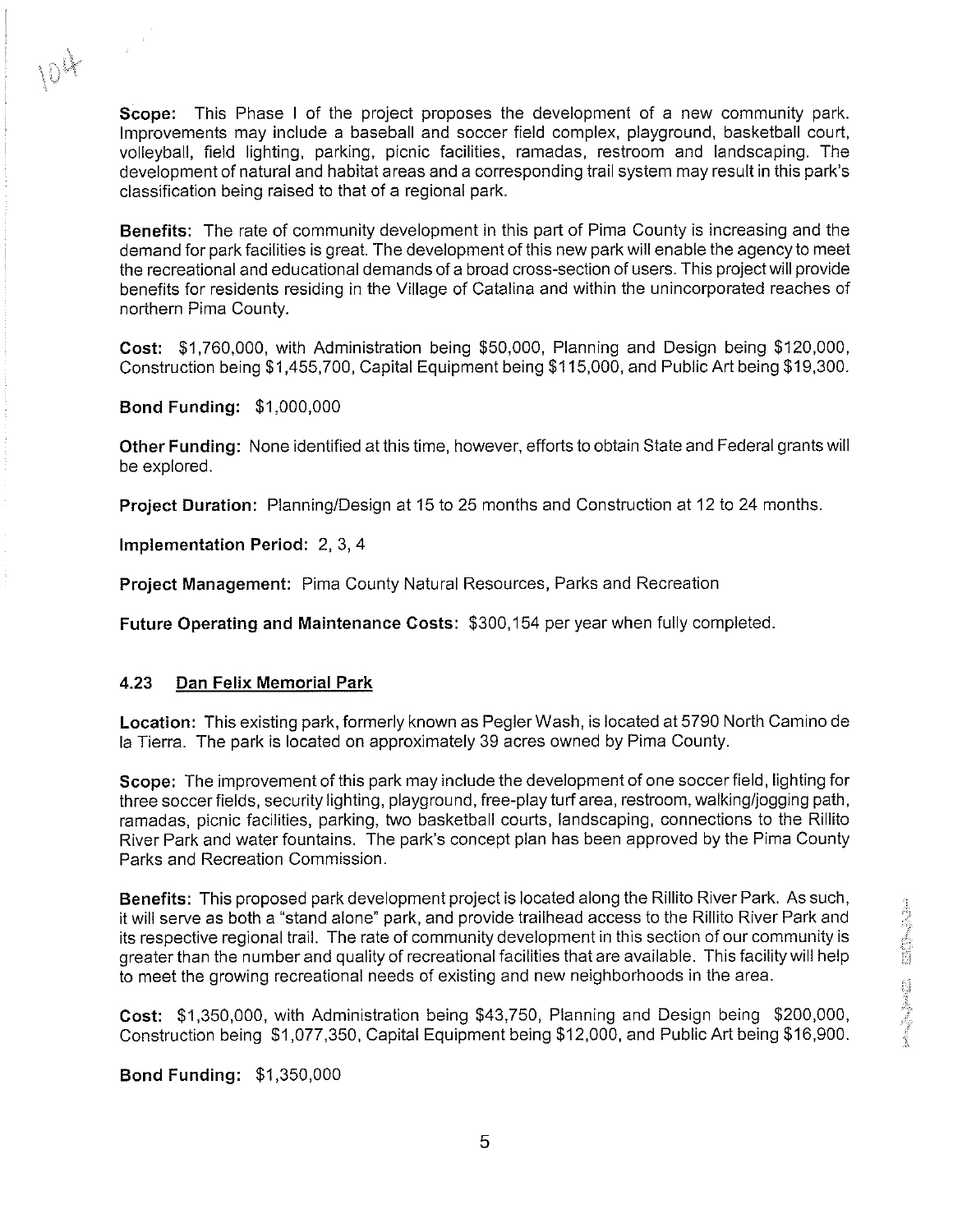**Scope:** This Phase I of the project proposes the development of a new community park. Improvements may include a baseball and soccer field complex, playground, basketball court, volleyball, field lighting, parking, picnic facilities, ramadas, restroom and landscaping. The development of natural and habitat areas and a corresponding trail system may result in this park's classification being raised to that of a regional park.

**Benefits:** The rate of community development in this part of Pima County is increasing and the demand for park facilities is great. The development of this new park will enable the agency to meet the recreational and educational demands of a broad cross-section of users. This project will provide benefits for residents residing in the Village of Catalina and within the unincorporated reaches of northern Pima County.

**Cost:** \$1,760,000, with Administration being \$50,000, Planning and Design being \$120,000, Construction being \$1,455,700, Capital Equipment being \$115,000, and Public Art being \$19,300.

**Bond Funding:** \$1,000,000

**Other Funding:** None identified at this time, however, efforts to obtain State and Federal grants will be explored.

**Project Duration:** Planning/Design at 15 to 25 months and Construction at 12 to 24 months.

**Implementation Period:** 2, 3, 4

**Project Management:** Pima County Natural Resources, Parks and Recreation

**Future Operating and Maintenance Costs:** \$300,154 per year when fully completed.

### 4.23 Dan Felix Memorial Park

**Location:** This existing park, formerly known as Pegler Wash, is located at 5790 North Camino de la Tierra. The park is located on approximately 39 acres owned by Pima County.

**Scope:** The improvement of this park may include the development of one soccer field, lighting for three soccer fields, security lighting, playground, free-play turf area, restroom, walking/jogging path, ramadas, picnic facilities, parking, two basketball courts, landscaping, connections to the Rillito River Park and water fountains. The park's concept plan has been approved by the Pima County Parks and Recreation Commission.

**Benefits:** This proposed park development project is located along the Rillito River Park. As such, it will serve as both a "stand alone" park, and provide trailhead access to the Rillito River Park and its respective regional trail. The rate of community development in this section of our community is greater than the number and quality of recreational facilities that are available. This facility will help to meet the growing recreational needs of existing and new neighborhoods in the area.

**Cost:** \$1,350,000, with Administration being \$43,750, Planning and Design being \$200,000, Construction being \$1,077,350, Capital Equipment being \$12,000, and Public Art being \$16,900.

**Bond Funding:** \$1,350,000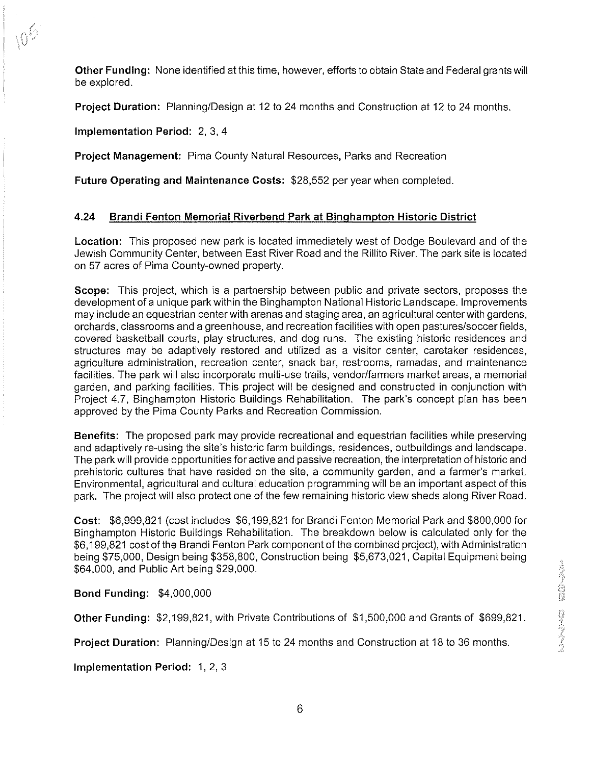**Other Funding:** None identified at this time, however, efforts to obtain State and Federal grants will be explored.

**Project Duration:** Planning/Design at 12 to 24 months and Construction at 12 to 24 months.

**Implementation Period:** 2, 3, 4

**Project Management:** Pima County Natural Resources, Parks and Recreation

**Future Operating and Maintenance Costs:** $28,552 per year when completed.

### 4.24 Brandi Fenton Memorial Riverbend Park at Binghampton Historic District

**Location:** This proposed new park is located immediately west of Dodge Boulevard and of the Jewish Community Center, between East River Road and the Rillito River. The park site is located on 57 acres of Pima County-owned property.

**Scope:** This project, which is a partnership between public and private sectors, proposes the development of a unique park within the Binghampton National Historic Landscape. Improvements may include an equestrian center with arenas and staging area, an agricultural center with gardens, orchards, classrooms and a greenhouse, and recreation facilities with open pastures/soccer fields, covered basketball courts, play structures, and dog runs. The existing historic residences and structures may be adaptively restored and utilized as a visitor center, caretaker residences, agriculture administration, recreation center, snack bar, restrooms, ramadas, and maintenance facilities. The park will also incorporate multi-use trails, vendor/farmers market areas, a memorial garden, and parking facilities. This project will be designed and constructed in conjunction with Project 4.7, Binghampton Historic Buildings Rehabilitation. The park's concept plan has been approved by the Pima County Parks and Recreation Commission.

**Benefits:** The proposed park may provide recreational and equestrian facilities while preserving and adaptively re-using the site's historic farm buildings, residences, outbuildings and landscape. The park will provide opportunities for active and passive recreation, the interpretation of historic and prehistoric cultures that have resided on the site, a community garden, and a farmer's market. Environmental, agricultural and cultural education programming will be an important aspect of this park. The project will also protect one of the few remaining historic view sheds along River Road.

**Cost:** $6,999,821 (cost includes $6,199,821 for Brandi Fenton Memorial Park and $800,000 for Binghampton Historic Buildings Rehabilitation. The breakdown below is calculated only for the $6,199,821 cost of the Brandi Fenton Park component of the combined project), with Administration being $75,000, Design being $358,800, Construction being $5,673,021, Capital Equipment being $64,000, and Public Art being $29,000.

**Bond Funding:** $4,000,000

**Other Funding:** $2,199,821, with Private Contributions of $1,500,000 and Grants of $699,821.

**Project Duration:** Planning/Design at 15 to 24 months and Construction at 18 to 36 months.

**Implementation Period:** 1, 2, 3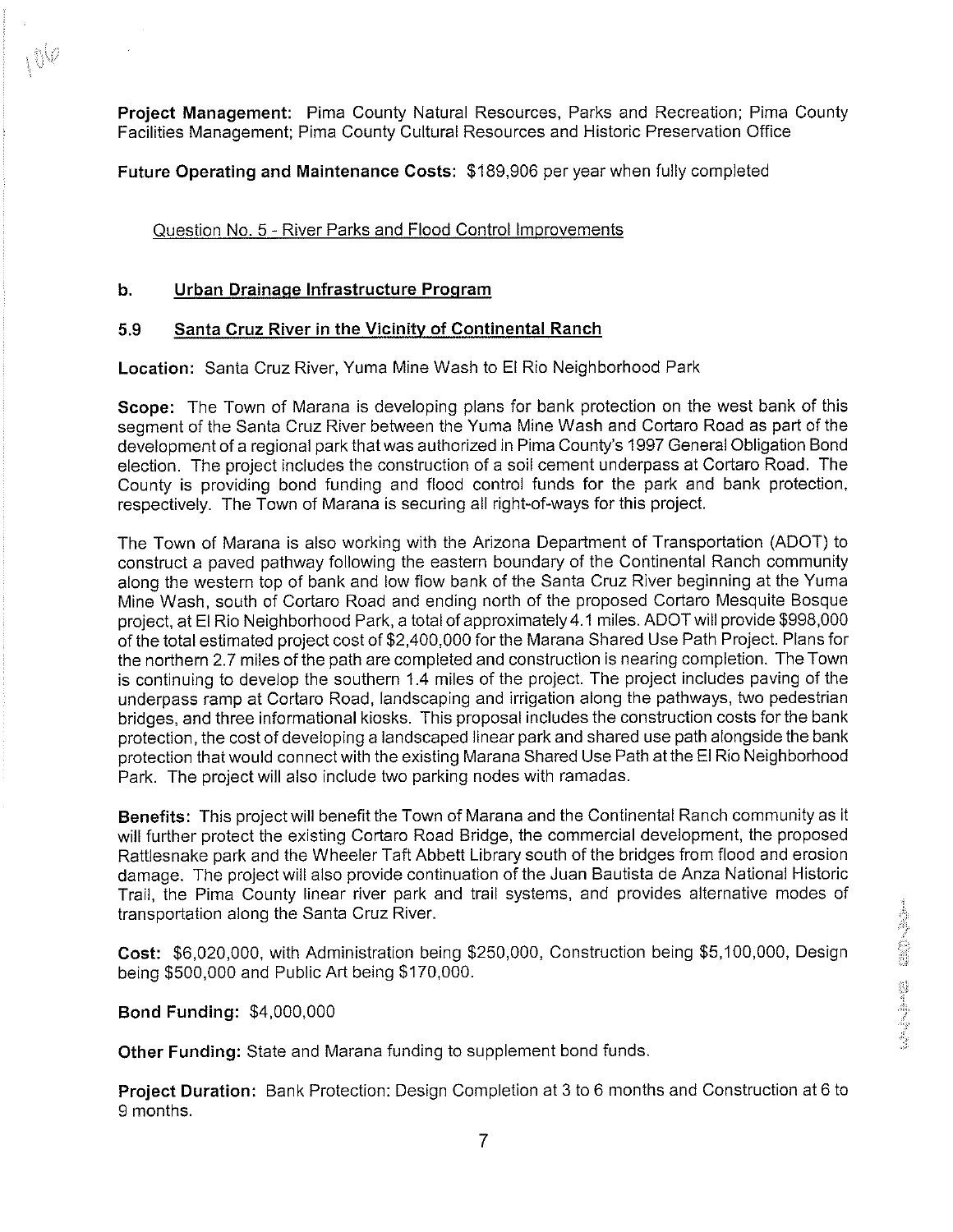**Project Management:** Pima County Natural Resources, Parks and Recreation; Pima County Facilities Management; Pima County Cultural Resources and Historic Preservation Office

**Future Operating and Maintenance Costs:** $189,906 per year when fully completed

Question No. 5 - River Parks and Flood Control Improvements

### b. Urban Drainage Infrastructure Program

### 5.9 Santa Cruz River in the Vicinity of Continental Ranch

**Location:** Santa Cruz River, Yuma Mine Wash to El Rio Neighborhood Park

**Scope:** The Town of Marana is developing plans for bank protection on the west bank of this segment of the Santa Cruz River between the Yuma Mine Wash and Cortaro Road as part of the development of a regional park that was authorized in Pima County's 1997 General Obligation Bond election. The project includes the construction of a soil cement underpass at Cortaro Road. The County is providing bond funding and flood control funds for the park and bank protection, respectively. The Town of Marana is securing all right-of-ways for this project.

The Town of Marana is also working with the Arizona Department of Transportation (ADOT) to construct a paved pathway following the eastern boundary of the Continental Ranch community along the western top of bank and low flow bank of the Santa Cruz River beginning at the Yuma Mine Wash, south of Cortaro Road and ending north of the proposed Cortaro Mesquite Bosque project, at El Rio Neighborhood Park, a total of approximately 4.1 miles. ADOT will provide $998,000 of the total estimated project cost of $2,400,000 for the Marana Shared Use Path Project. Plans for the northern 2.7 miles of the path are completed and construction is nearing completion. The Town is continuing to develop the southern 1.4 miles of the project. The project includes paving of the underpass ramp at Cortaro Road, landscaping and irrigation along the pathways, two pedestrian bridges, and three informational kiosks. This proposal includes the construction costs for the bank protection, the cost of developing a landscaped linear park and shared use path alongside the bank protection that would connect with the existing Marana Shared Use Path at the El Rio Neighborhood Park. The project will also include two parking nodes with ramadas.

**Benefits:** This project will benefit the Town of Marana and the Continental Ranch community as it will further protect the existing Cortaro Road Bridge, the commercial development, the proposed Rattlesnake park and the Wheeler Taft Abbett Library south of the bridges from flood and erosion damage. The project will also provide continuation of the Juan Bautista de Anza National Historic Trail, the Pima County linear river park and trail systems, and provides alternative modes of transportation along the Santa Cruz River.

**Cost:** $6,020,000, with Administration being $250,000, Construction being $5,100,000, Design being $500,000 and Public Art being $170,000.

**Bond Funding:** $4,000,000

**Other Funding:** State and Marana funding to supplement bond funds.

**Project Duration:** Bank Protection: Design Completion at 3 to 6 months and Construction at 6 to 9 months.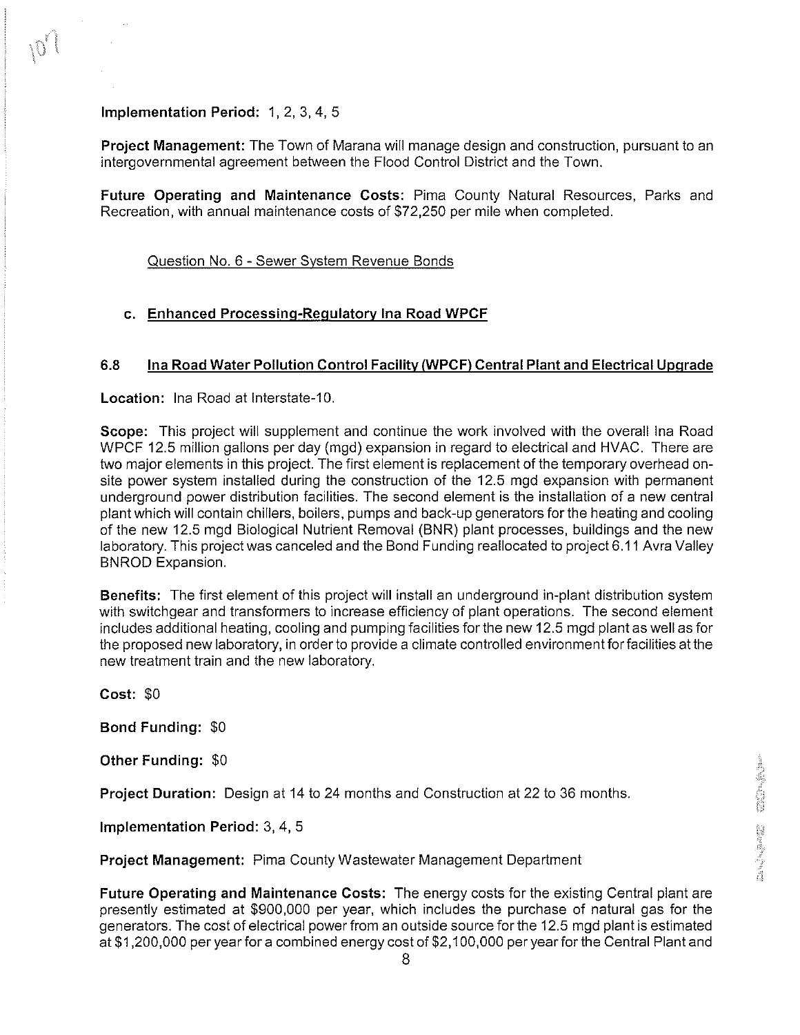**Implementation Period:** 1, 2, 3, 4, 5

**Project Management:** The Town of Marana will manage design and construction, pursuant to an intergovernmental agreement between the Flood Control District and the Town.

**Future Operating and Maintenance Costs:** Pima County Natural Resources, Parks and Recreation, with annual maintenance costs of $72,250 per mile when completed.

Question No. 6 - Sewer System Revenue Bonds

## c. Enhanced Processing-Regulatory Ina Road WPCF

### 6.8 Ina Road Water Pollution Control Facility (WPCF) Central Plant and Electrical Upgrade

**Location:** Ina Road at Interstate-10.

**Scope:** This project will supplement and continue the work involved with the overall Ina Road WPCF 12.5 million gallons per day (mgd) expansion in regard to electrical and HVAC. There are two major elements in this project. The first element is replacement of the temporary overhead on-site power system installed during the construction of the 12.5 mgd expansion with permanent underground power distribution facilities. The second element is the installation of a new central plant which will contain chillers, boilers, pumps and back-up generators for the heating and cooling of the new 12.5 mgd Biological Nutrient Removal (BNR) plant processes, buildings and the new laboratory. This project was canceled and the Bond Funding reallocated to project 6.11 Avra Valley BNROD Expansion.

**Benefits:** The first element of this project will install an underground in-plant distribution system with switchgear and transformers to increase efficiency of plant operations. The second element includes additional heating, cooling and pumping facilities for the new 12.5 mgd plant as well as for the proposed new laboratory, in order to provide a climate controlled environment for facilities at the new treatment train and the new laboratory.

**Cost:** $0

**Bond Funding:** $0

**Other Funding:** $0

**Project Duration:** Design at 14 to 24 months and Construction at 22 to 36 months.

**Implementation Period:** 3, 4, 5

**Project Management:** Pima County Wastewater Management Department

**Future Operating and Maintenance Costs:** The energy costs for the existing Central plant are presently estimated at $900,000 per year, which includes the purchase of natural gas for the generators. The cost of electrical power from an outside source for the 12.5 mgd plant is estimated at $1,200,000 per year for a combined energy cost of $2,100,000 per year for the Central Plant and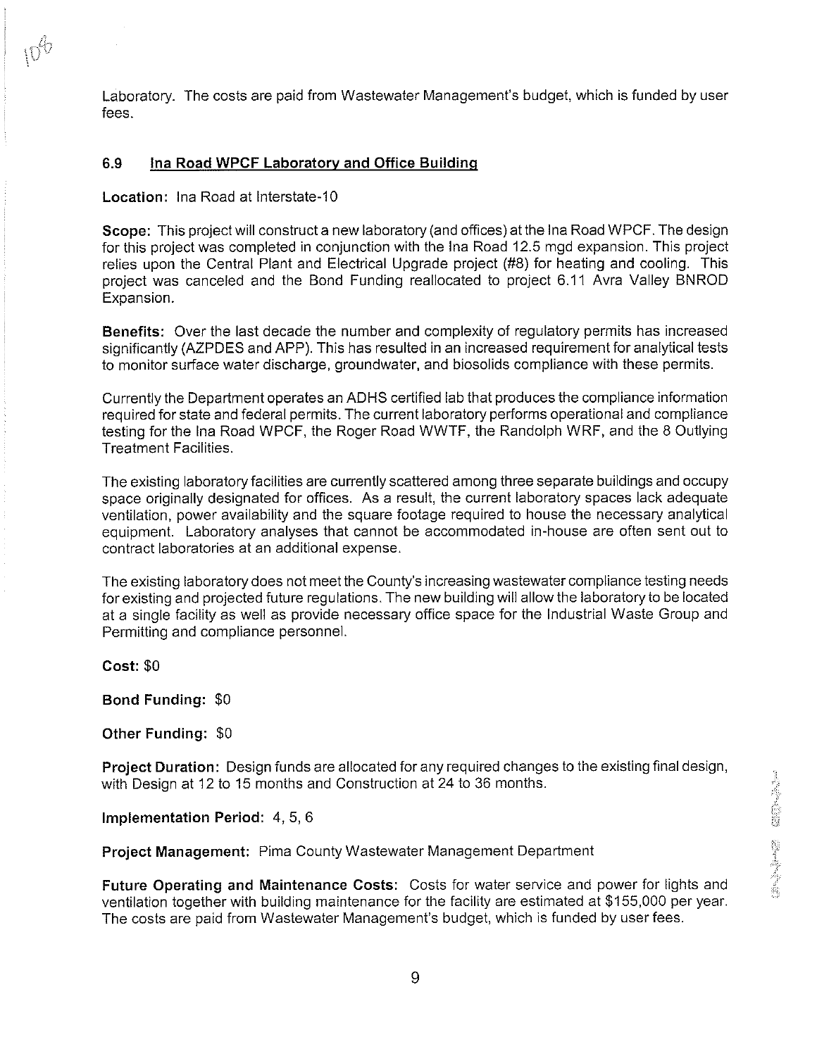Laboratory. The costs are paid from Wastewater Management's budget, which is funded by user fees.

### 6.9 Ina Road WPCF Laboratory and Office Building

**Location:** Ina Road at Interstate-10

**Scope:** This project will construct a new laboratory (and offices) at the Ina Road WPCF. The design for this project was completed in conjunction with the Ina Road 12.5 mgd expansion. This project relies upon the Central Plant and Electrical Upgrade project (#8) for heating and cooling. This project was canceled and the Bond Funding reallocated to project 6.11 Avra Valley BNROD Expansion.

**Benefits:** Over the last decade the number and complexity of regulatory permits has increased significantly (AZPDES and APP). This has resulted in an increased requirement for analytical tests to monitor surface water discharge, groundwater, and biosolids compliance with these permits.

Currently the Department operates an ADHS certified lab that produces the compliance information required for state and federal permits. The current laboratory performs operational and compliance testing for the Ina Road WPCF, the Roger Road WWTF, the Randolph WRF, and the 8 Outlying Treatment Facilities.

The existing laboratory facilities are currently scattered among three separate buildings and occupy space originally designated for offices. As a result, the current laboratory spaces lack adequate ventilation, power availability and the square footage required to house the necessary analytical equipment. Laboratory analyses that cannot be accommodated in-house are often sent out to contract laboratories at an additional expense.

The existing laboratory does not meet the County's increasing wastewater compliance testing needs for existing and projected future regulations. The new building will allow the laboratory to be located at a single facility as well as provide necessary office space for the Industrial Waste Group and Permitting and compliance personnel.

**Cost:** $0

**Bond Funding:** $0

**Other Funding:** $0

**Project Duration:** Design funds are allocated for any required changes to the existing final design, with Design at 12 to 15 months and Construction at 24 to 36 months.

**Implementation Period:** 4, 5, 6

**Project Management:** Pima County Wastewater Management Department

**Future Operating and Maintenance Costs:** Costs for water service and power for lights and ventilation together with building maintenance for the facility are estimated at $155,000 per year. The costs are paid from Wastewater Management's budget, which is funded by user fees.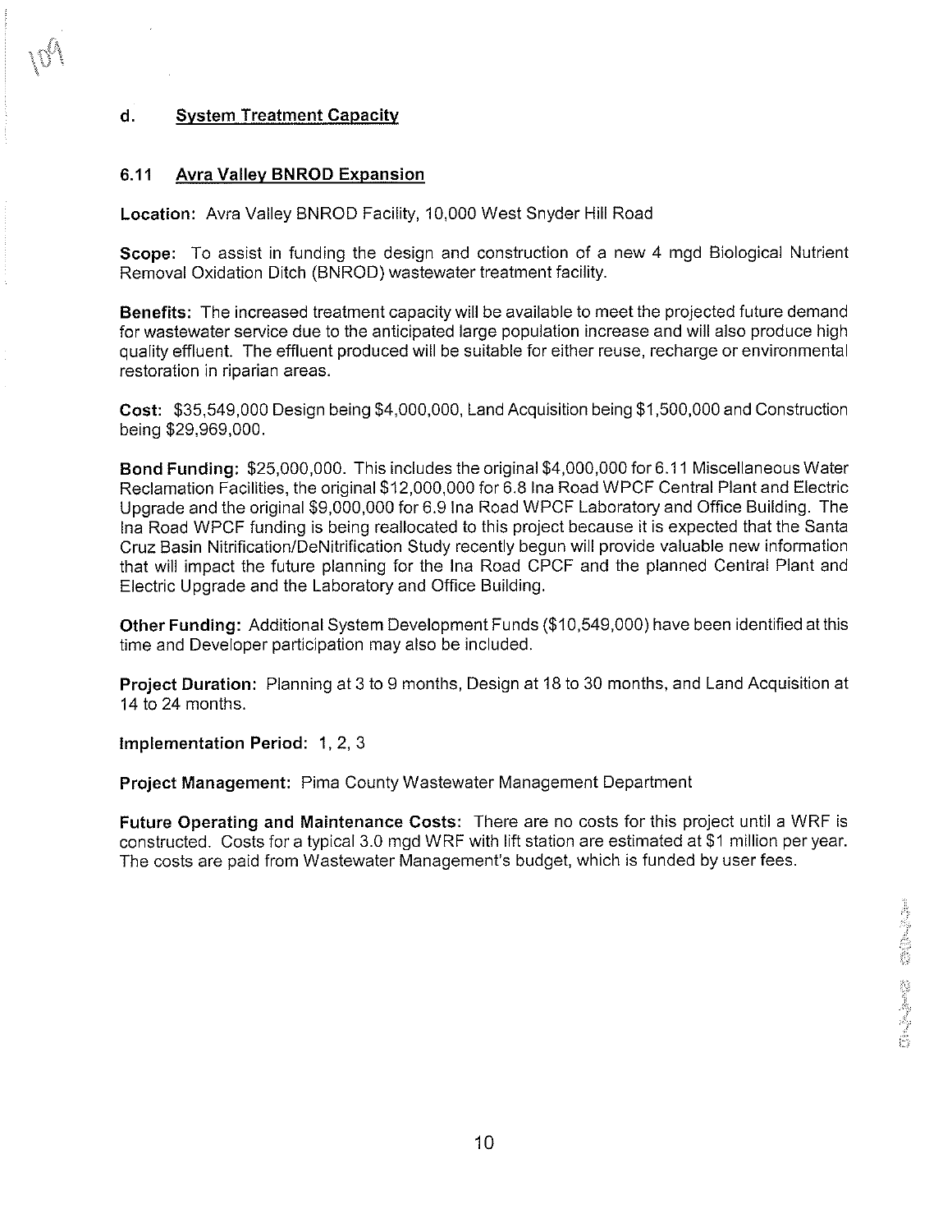## d. System Treatment Capacity

### 6.11 Avra Valley BNROD Expansion

**Location:** Avra Valley BNROD Facility, 10,000 West Snyder Hill Road

**Scope:** To assist in funding the design and construction of a new 4 mgd Biological Nutrient Removal Oxidation Ditch (BNROD) wastewater treatment facility.

**Benefits:** The increased treatment capacity will be available to meet the projected future demand for wastewater service due to the anticipated large population increase and will also produce high quality effluent. The effluent produced will be suitable for either reuse, recharge or environmental restoration in riparian areas.

**Cost:** $35,549,000 Design being $4,000,000, Land Acquisition being $1,500,000 and Construction being $29,969,000.

**Bond Funding:** $25,000,000. This includes the original $4,000,000 for 6.11 Miscellaneous Water Reclamation Facilities, the original $12,000,000 for 6.8 Ina Road WPCF Central Plant and Electric Upgrade and the original $9,000,000 for 6.9 Ina Road WPCF Laboratory and Office Building. The Ina Road WPCF funding is being reallocated to this project because it is expected that the Santa Cruz Basin Nitrification/DeNitrification Study recently begun will provide valuable new information that will impact the future planning for the Ina Road CPCF and the planned Central Plant and Electric Upgrade and the Laboratory and Office Building.

**Other Funding:** Additional System Development Funds ($10,549,000) have been identified at this time and Developer participation may also be included.

**Project Duration:** Planning at 3 to 9 months, Design at 18 to 30 months, and Land Acquisition at 14 to 24 months.

**Implementation Period:** 1, 2, 3

**Project Management:** Pima County Wastewater Management Department

**Future Operating and Maintenance Costs:** There are no costs for this project until a WRF is constructed. Costs for a typical 3.0 mgd WRF with lift station are estimated at $1 million per year. The costs are paid from Wastewater Management's budget, which is funded by user fees.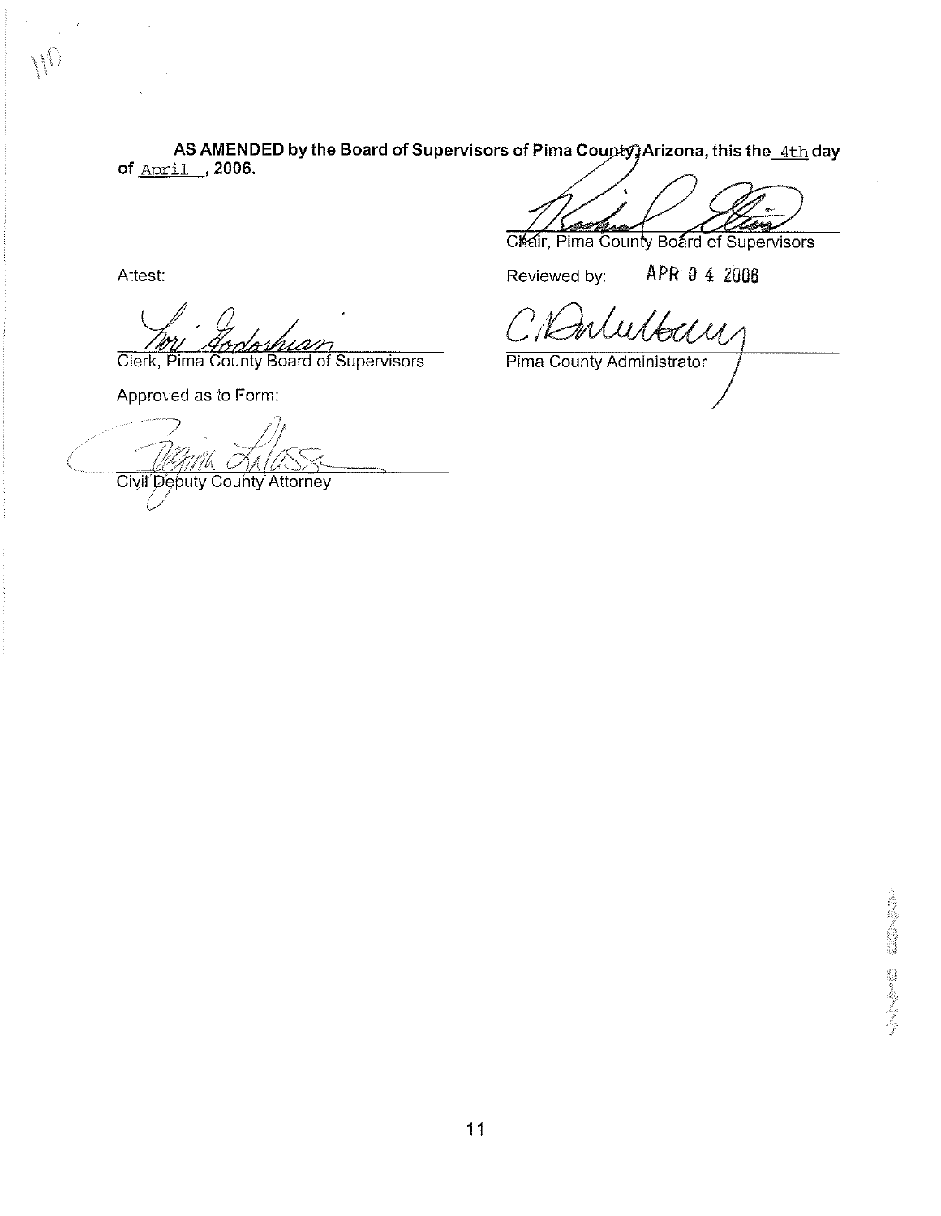**AS AMENDED by the Board of Supervisors of Pima County, Arizona, this the** 4th **day of** April **, 2006.**

Chair, Pima County Board of Supervisors

Attest:

Clerk, Pima County Board of Supervisors

Approved as to Form:

Civil Deputy County Attorney

Reviewed by: APR 04 2006

Pima County Administrator